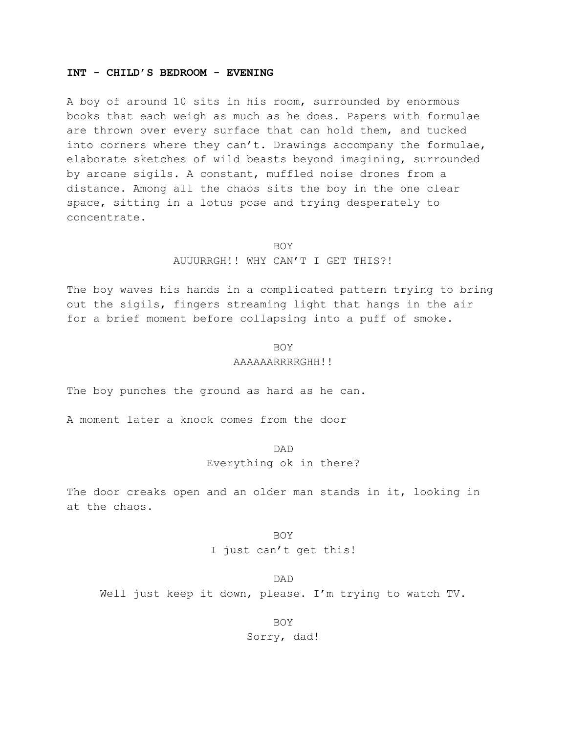**INT - CHILD'S BEDROOM - EVENING**

A boy of around 10 sits in his room, surrounded by enormous books that each weigh as much as he does. Papers with formulae are thrown over every surface that can hold them, and tucked into corners where they can't. Drawings accompany the formulae, elaborate sketches of wild beasts beyond imagining, surrounded by arcane sigils. A constant, muffled noise drones from a distance. Among all the chaos sits the boy in the one clear space, sitting in a lotus pose and trying desperately to concentrate.

BOY
AUUURRGH!! WHY CAN'T I GET THIS?!

The boy waves his hands in a complicated pattern trying to bring out the sigils, fingers streaming light that hangs in the air for a brief moment before collapsing into a puff of smoke.

BOY
AAAAAARRRRGHH!!

The boy punches the ground as hard as he can.

A moment later a knock comes from the door

DAD
Everything ok in there?

The door creaks open and an older man stands in it, looking in at the chaos.

BOY
I just can't get this!

DAD
Well just keep it down, please. I'm trying to watch TV.

BOY
Sorry, dad!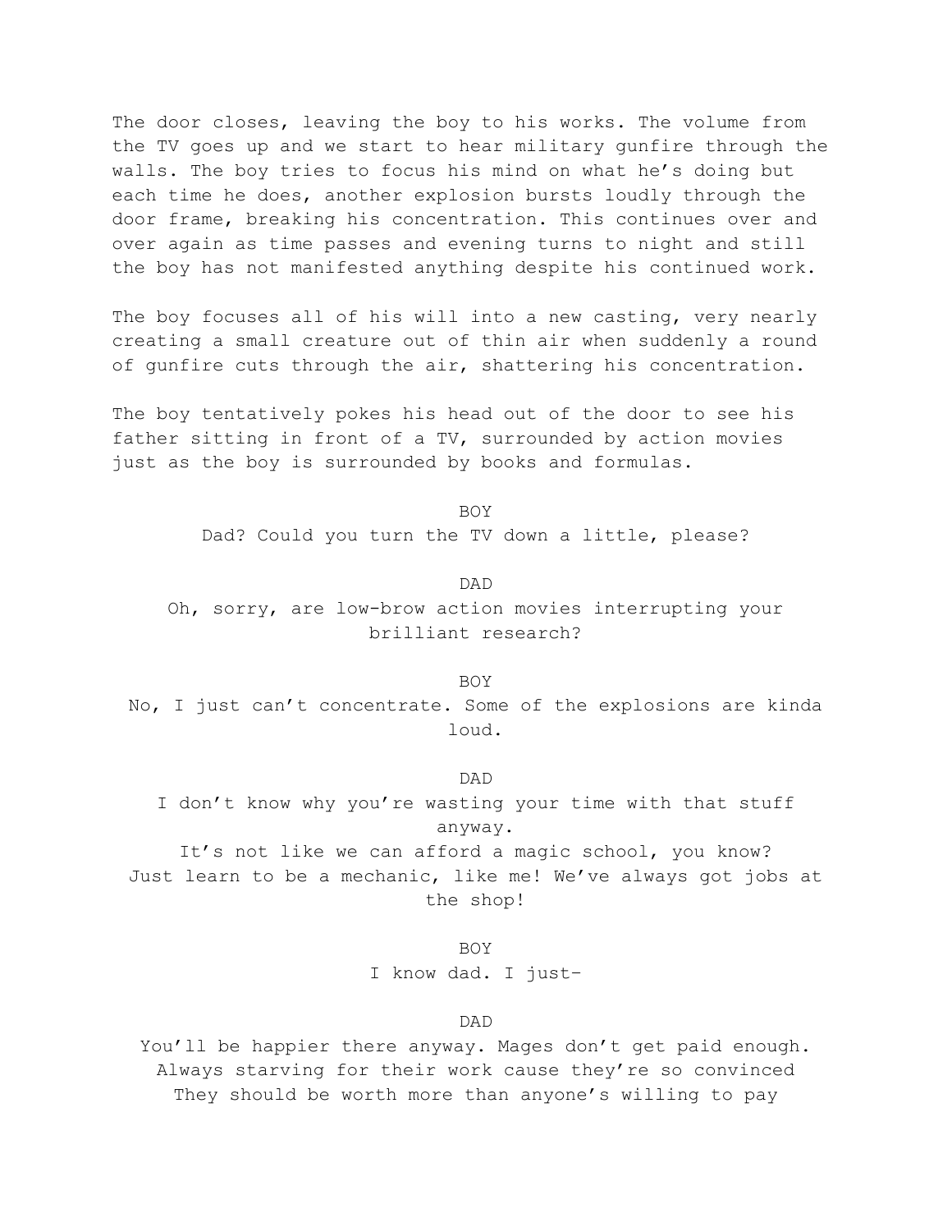The door closes, leaving the boy to his works. The volume from the TV goes up and we start to hear military gunfire through the walls. The boy tries to focus his mind on what he's doing but each time he does, another explosion bursts loudly through the door frame, breaking his concentration. This continues over and over again as time passes and evening turns to night and still the boy has not manifested anything despite his continued work.

The boy focuses all of his will into a new casting, very nearly creating a small creature out of thin air when suddenly a round of gunfire cuts through the air, shattering his concentration.

The boy tentatively pokes his head out of the door to see his father sitting in front of a TV, surrounded by action movies just as the boy is surrounded by books and formulas.

BOY

Dad? Could you turn the TV down a little, please?

DAD

Oh, sorry, are low-brow action movies interrupting your brilliant research?

BOY

No, I just can't concentrate. Some of the explosions are kinda loud.

DAD

I don't know why you're wasting your time with that stuff anyway.
It's not like we can afford a magic school, you know?
Just learn to be a mechanic, like me! We've always got jobs at the shop!

BOY

I know dad. I just-

DAD

You'll be happier there anyway. Mages don't get paid enough.
Always starving for their work cause they're so convinced
They should be worth more than anyone's willing to pay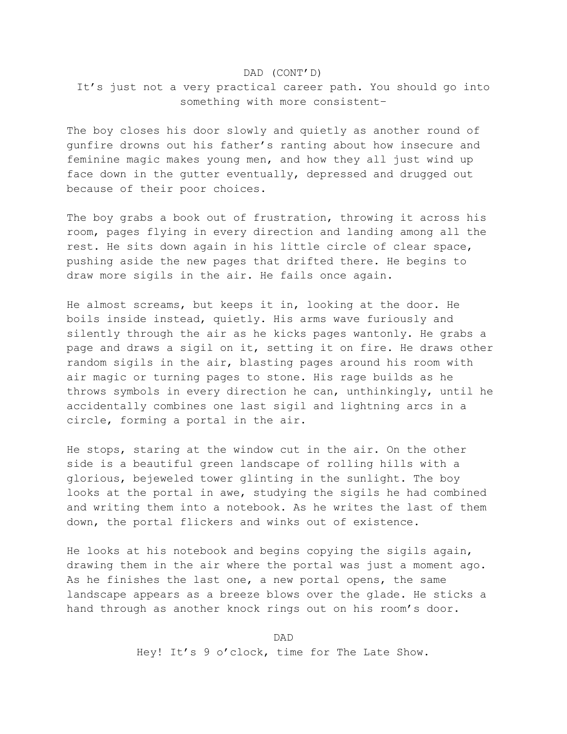DAD (CONT'D)

It's just not a very practical career path. You should go into something with more consistent-

The boy closes his door slowly and quietly as another round of gunfire drowns out his father's ranting about how insecure and feminine magic makes young men, and how they all just wind up face down in the gutter eventually, depressed and drugged out because of their poor choices.

The boy grabs a book out of frustration, throwing it across his room, pages flying in every direction and landing among all the rest. He sits down again in his little circle of clear space, pushing aside the new pages that drifted there. He begins to draw more sigils in the air. He fails once again.

He almost screams, but keeps it in, looking at the door. He boils inside instead, quietly. His arms wave furiously and silently through the air as he kicks pages wantonly. He grabs a page and draws a sigil on it, setting it on fire. He draws other random sigils in the air, blasting pages around his room with air magic or turning pages to stone. His rage builds as he throws symbols in every direction he can, unthinkingly, until he accidentally combines one last sigil and lightning arcs in a circle, forming a portal in the air.

He stops, staring at the window cut in the air. On the other side is a beautiful green landscape of rolling hills with a glorious, bejeweled tower glinting in the sunlight. The boy looks at the portal in awe, studying the sigils he had combined and writing them into a notebook. As he writes the last of them down, the portal flickers and winks out of existence.

He looks at his notebook and begins copying the sigils again, drawing them in the air where the portal was just a moment ago. As he finishes the last one, a new portal opens, the same landscape appears as a breeze blows over the glade. He sticks a hand through as another knock rings out on his room's door.

DAD

Hey! It's 9 o'clock, time for The Late Show.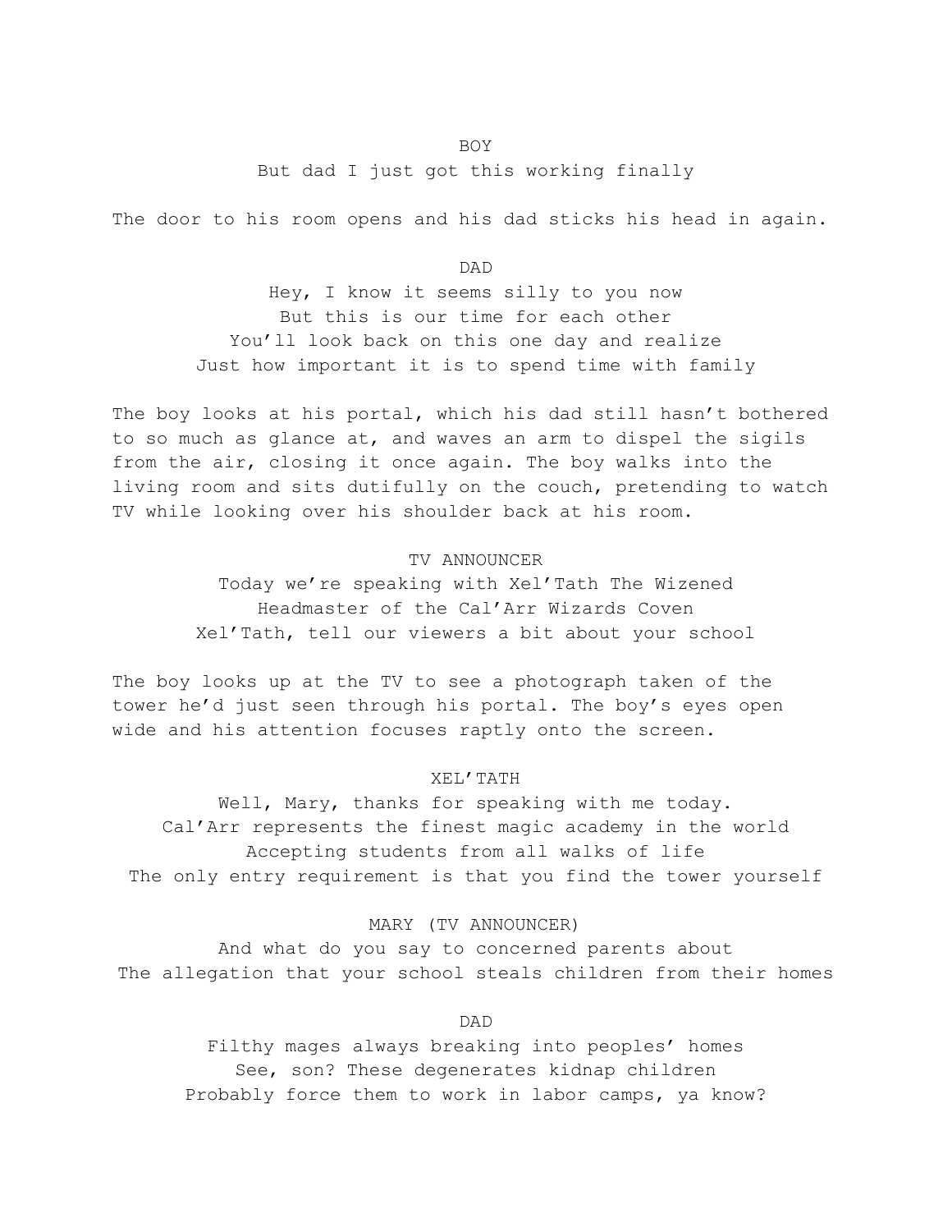BOY

But dad I just got this working finally

The door to his room opens and his dad sticks his head in again.

DAD

Hey, I know it seems silly to you now
But this is our time for each other
You'll look back on this one day and realize
Just how important it is to spend time with family

The boy looks at his portal, which his dad still hasn't bothered to so much as glance at, and waves an arm to dispel the sigils from the air, closing it once again. The boy walks into the living room and sits dutifully on the couch, pretending to watch TV while looking over his shoulder back at his room.

TV ANNOUNCER

Today we're speaking with Xel'Tath The Wizened
Headmaster of the Cal'Arr Wizards Coven
Xel'Tath, tell our viewers a bit about your school

The boy looks up at the TV to see a photograph taken of the tower he'd just seen through his portal. The boy's eyes open wide and his attention focuses raptly onto the screen.

XEL'TATH

Well, Mary, thanks for speaking with me today.
Cal'Arr represents the finest magic academy in the world
Accepting students from all walks of life
The only entry requirement is that you find the tower yourself

MARY (TV ANNOUNCER)

And what do you say to concerned parents about
The allegation that your school steals children from their homes

DAD

Filthy mages always breaking into peoples' homes
See, son? These degenerates kidnap children
Probably force them to work in labor camps, ya know?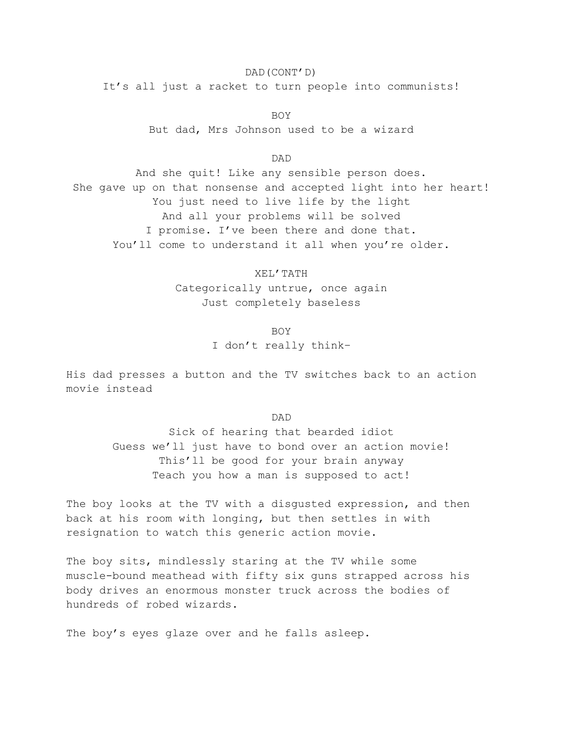DAD(CONT'D)

It's all just a racket to turn people into communists!

BOY

But dad, Mrs Johnson used to be a wizard

DAD

And she quit! Like any sensible person does.
She gave up on that nonsense and accepted light into her heart!
You just need to live life by the light
And all your problems will be solved
I promise. I've been there and done that.
You'll come to understand it all when you're older.

XEL'TATH

Categorically untrue, once again
Just completely baseless

BOY

I don't really think-

His dad presses a button and the TV switches back to an action movie instead

DAD

Sick of hearing that bearded idiot
Guess we'll just have to bond over an action movie!
This'll be good for your brain anyway
Teach you how a man is supposed to act!

The boy looks at the TV with a disgusted expression, and then back at his room with longing, but then settles in with resignation to watch this generic action movie.

The boy sits, mindlessly staring at the TV while some muscle-bound meathead with fifty six guns strapped across his body drives an enormous monster truck across the bodies of hundreds of robed wizards.

The boy's eyes glaze over and he falls asleep.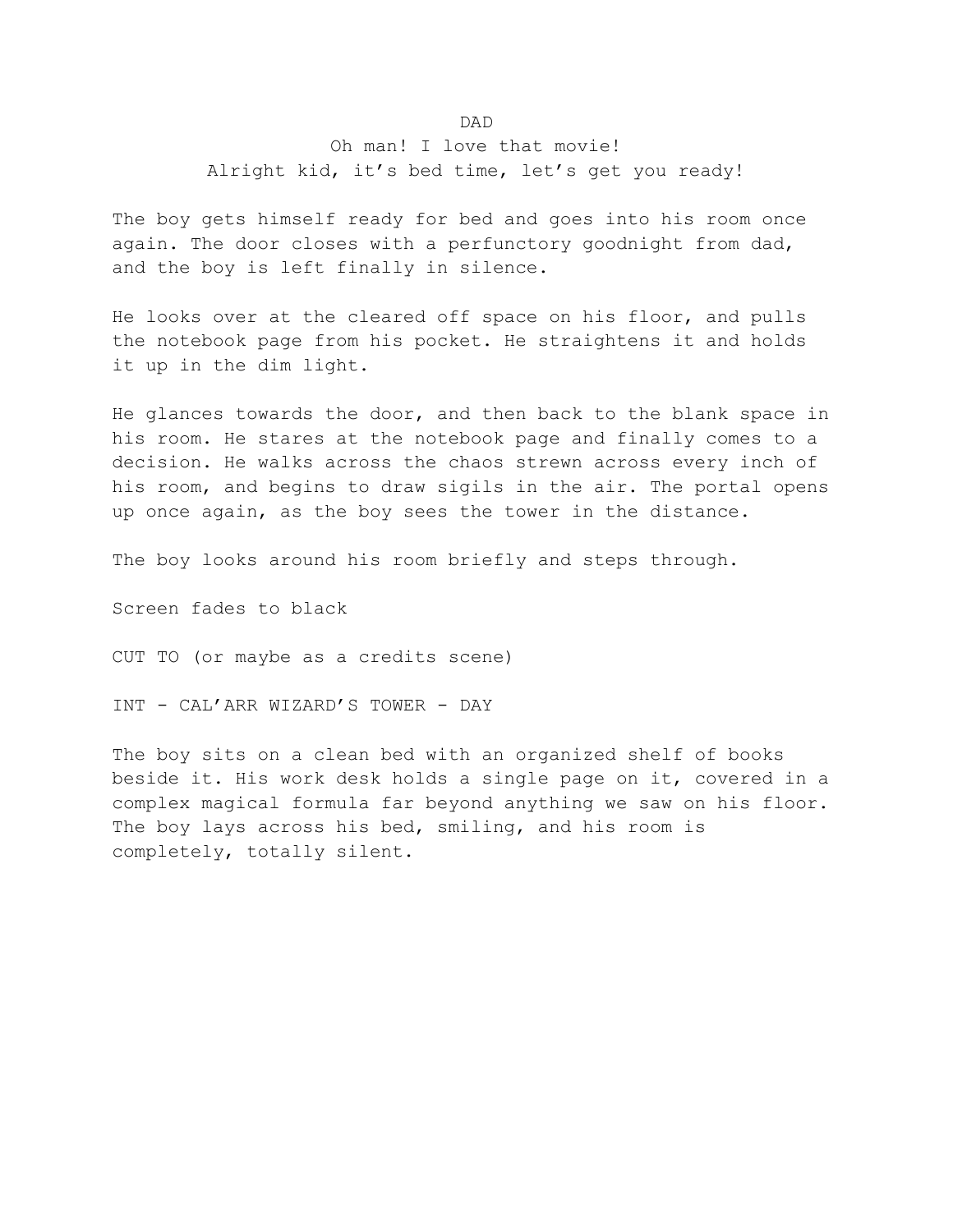DAD

Oh man! I love that movie!
Alright kid, it's bed time, let's get you ready!

The boy gets himself ready for bed and goes into his room once again. The door closes with a perfunctory goodnight from dad, and the boy is left finally in silence.

He looks over at the cleared off space on his floor, and pulls the notebook page from his pocket. He straightens it and holds it up in the dim light.

He glances towards the door, and then back to the blank space in his room. He stares at the notebook page and finally comes to a decision. He walks across the chaos strewn across every inch of his room, and begins to draw sigils in the air. The portal opens up once again, as the boy sees the tower in the distance.

The boy looks around his room briefly and steps through.

Screen fades to black

CUT TO (or maybe as a credits scene)

INT - CAL'ARR WIZARD'S TOWER - DAY

The boy sits on a clean bed with an organized shelf of books beside it. His work desk holds a single page on it, covered in a complex magical formula far beyond anything we saw on his floor. The boy lays across his bed, smiling, and his room is completely, totally silent.